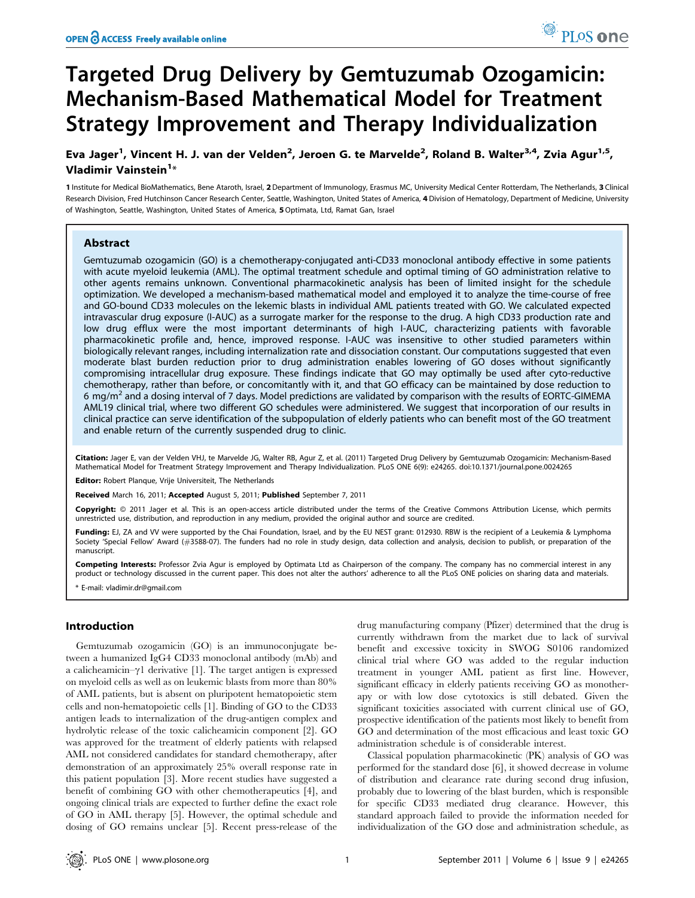# Targeted Drug Delivery by Gemtuzumab Ozogamicin: Mechanism-Based Mathematical Model for Treatment Strategy Improvement and Therapy Individualization

**Eva Jager[1], Vincent H. J. van der Velden[2], Jeroen G. te Marvelde[2], Roland B. Walter[3,4], Zvia Agur[1,5], Vladimir Vainstein[1]***

1 Institute for Medical BioMathematics, Bene Ataroth, Israel, 2 Department of Immunology, Erasmus MC, University Medical Center Rotterdam, The Netherlands, 3 Clinical Research Division, Fred Hutchinson Cancer Research Center, Seattle, Washington, United States of America, 4 Division of Hematology, Department of Medicine, University of Washington, Seattle, Washington, United States of America, 5 Optimata, Ltd, Ramat Gan, Israel

## Abstract

Gemtuzumab ozogamicin (GO) is a chemotherapy-conjugated anti-CD33 monoclonal antibody effective in some patients with acute myeloid leukemia (AML). The optimal treatment schedule and optimal timing of GO administration relative to other agents remains unknown. Conventional pharmacokinetic analysis has been of limited insight for the schedule optimization. We developed a mechanism-based mathematical model and employed it to analyze the time-course of free and GO-bound CD33 molecules on the lekemic blasts in individual AML patients treated with GO. We calculated expected intravascular drug exposure (I-AUC) as a surrogate marker for the response to the drug. A high CD33 production rate and low drug efflux were the most important determinants of high I-AUC, characterizing patients with favorable pharmacokinetic profile and, hence, improved response. I-AUC was insensitive to other studied parameters within biologically relevant ranges, including internalization rate and dissociation constant. Our computations suggested that even moderate blast burden reduction prior to drug administration enables lowering of GO doses without significantly compromising intracellular drug exposure. These findings indicate that GO may optimally be used after cyto-reductive chemotherapy, rather than before, or concomitantly with it, and that GO efficacy can be maintained by dose reduction to 6 mg/m$^2$ and a dosing interval of 7 days. Model predictions are validated by comparison with the results of EORTC-GIMEMA AML19 clinical trial, where two different GO schedules were administered. We suggest that incorporation of our results in clinical practice can serve identification of the subpopulation of elderly patients who can benefit most of the GO treatment and enable return of the currently suspended drug to clinic.

**Citation:** Jager E, van der Velden VHJ, te Marvelde JG, Walter RB, Agur Z, et al. (2011) Targeted Drug Delivery by Gemtuzumab Ozogamicin: Mechanism-Based Mathematical Model for Treatment Strategy Improvement and Therapy Individualization. PLoS ONE 6(9): e24265. doi:10.1371/journal.pone.0024265

**Editor:** Robert Planque, Vrije Universiteit, The Netherlands

**Received** March 16, 2011; **Accepted** August 5, 2011; **Published** September 7, 2011

**Copyright:** © 2011 Jager et al. This is an open-access article distributed under the terms of the Creative Commons Attribution License, which permits unrestricted use, distribution, and reproduction in any medium, provided the original author and source are credited.

**Funding:** EJ, ZA and VV were supported by the Chai Foundation, Israel, and by the EU NEST grant: 012930. RBW is the recipient of a Leukemia & Lymphoma Society 'Special Fellow' Award (#3588-07). The funders had no role in study design, data collection and analysis, decision to publish, or preparation of the manuscript.

**Competing Interests:** Professor Zvia Agur is employed by Optimata Ltd as Chairperson of the company. The company has no commercial interest in any product or technology discussed in the current paper. This does not alter the authors' adherence to all the PLoS ONE policies on sharing data and materials.

\* E-mail: vladimir.dr@gmail.com

## Introduction

Gemtuzumab ozogamicin (GO) is an immunoconjugate between a humanized IgG4 CD33 monoclonal antibody (mAb) and a calicheamicin–$\gamma$1 derivative [1]. The target antigen is expressed on myeloid cells as well as on leukemic blasts from more than 80% of AML patients, but is absent on pluripotent hematopoietic stem cells and non-hematopoietic cells [1]. Binding of GO to the CD33 antigen leads to internalization of the drug-antigen complex and hydrolytic release of the toxic calicheamicin component [2]. GO was approved for the treatment of elderly patients with relapsed AML not considered candidates for standard chemotherapy, after demonstration of an approximately 25% overall response rate in this patient population [3]. More recent studies have suggested a benefit of combining GO with other chemotherapeutics [4], and ongoing clinical trials are expected to further define the exact role of GO in AML therapy [5]. However, the optimal schedule and dosing of GO remains unclear [5]. Recent press-release of the drug manufacturing company (Pfizer) determined that the drug is currently withdrawn from the market due to lack of survival benefit and excessive toxicity in SWOG S0106 randomized clinical trial where GO was added to the regular induction treatment in younger AML patient as first line. However, significant efficacy in elderly patients receiving GO as monotherapy or with low dose cytotoxics is still debated. Given the significant toxicities associated with current clinical use of GO, prospective identification of the patients most likely to benefit from GO and determination of the most efficacious and least toxic GO administration schedule is of considerable interest.

Classical population pharmacokinetic (PK) analysis of GO was performed for the standard dose [6], it showed decrease in volume of distribution and clearance rate during second drug infusion, probably due to lowering of the blast burden, which is responsible for specific CD33 mediated drug clearance. However, this standard approach failed to provide the information needed for individualization of the GO dose and administration schedule, as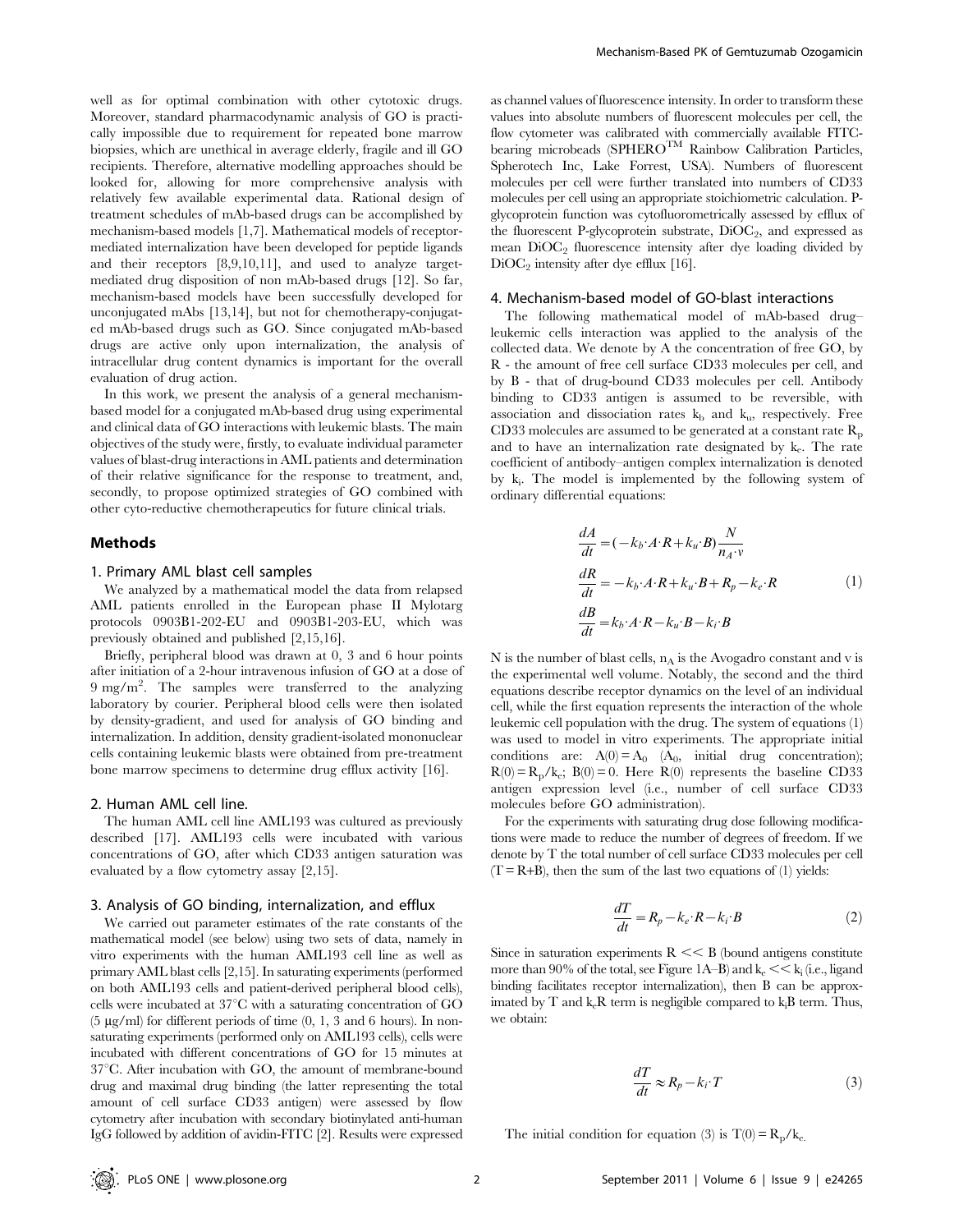well as for optimal combination with other cytotoxic drugs. Moreover, standard pharmacodynamic analysis of GO is practically impossible due to requirement for repeated bone marrow biopsies, which are unethical in average elderly, fragile and ill GO recipients. Therefore, alternative modelling approaches should be looked for, allowing for more comprehensive analysis with relatively few available experimental data. Rational design of treatment schedules of mAb-based drugs can be accomplished by mechanism-based models [1,7]. Mathematical models of receptor-mediated internalization have been developed for peptide ligands and their receptors [8,9,10,11], and used to analyze target-mediated drug disposition of non mAb-based drugs [12]. So far, mechanism-based models have been successfully developed for unconjugated mAbs [13,14], but not for chemotherapy-conjugated mAb-based drugs such as GO. Since conjugated mAb-based drugs are active only upon internalization, the analysis of intracellular drug content dynamics is important for the overall evaluation of drug action.

In this work, we present the analysis of a general mechanism-based model for a conjugated mAb-based drug using experimental and clinical data of GO interactions with leukemic blasts. The main objectives of the study were, firstly, to evaluate individual parameter values of blast-drug interactions in AML patients and determination of their relative significance for the response to treatment, and, secondly, to propose optimized strategies of GO combined with other cyto-reductive chemotherapeutics for future clinical trials.

## Methods

### 1. Primary AML blast cell samples

We analyzed by a mathematical model the data from relapsed AML patients enrolled in the European phase II Mylotarg protocols 0903B1-202-EU and 0903B1-203-EU, which was previously obtained and published [2,15,16].

Briefly, peripheral blood was drawn at 0, 3 and 6 hour points after initiation of a 2-hour intravenous infusion of GO at a dose of 9 mg/m$^2$. The samples were transferred to the analyzing laboratory by courier. Peripheral blood cells were then isolated by density-gradient, and used for analysis of GO binding and internalization. In addition, density gradient-isolated mononuclear cells containing leukemic blasts were obtained from pre-treatment bone marrow specimens to determine drug efflux activity [16].

### 2. Human AML cell line.

The human AML cell line AML193 was cultured as previously described [17]. AML193 cells were incubated with various concentrations of GO, after which CD33 antigen saturation was evaluated by a flow cytometry assay [2,15].

### 3. Analysis of GO binding, internalization, and efflux

We carried out parameter estimates of the rate constants of the mathematical model (see below) using two sets of data, namely in vitro experiments with the human AML193 cell line as well as primary AML blast cells [2,15]. In saturating experiments (performed on both AML193 cells and patient-derived peripheral blood cells), cells were incubated at 37°C with a saturating concentration of GO (5 μg/ml) for different periods of time (0, 1, 3 and 6 hours). In non-saturating experiments (performed only on AML193 cells), cells were incubated with different concentrations of GO for 15 minutes at 37°C. After incubation with GO, the amount of membrane-bound drug and maximal drug binding (the latter representing the total amount of cell surface CD33 antigen) were assessed by flow cytometry after incubation with secondary biotinylated anti-human IgG followed by addition of avidin-FITC [2]. Results were expressed as channel values of fluorescence intensity. In order to transform these values into absolute numbers of fluorescent molecules per cell, the flow cytometer was calibrated with commercially available FITC-bearing microbeads (SPHERO$^{TM}$ Rainbow Calibration Particles, Spherotech Inc, Lake Forrest, USA). Numbers of fluorescent molecules per cell were further translated into numbers of CD33 molecules per cell using an appropriate stoichiometric calculation. P-glycoprotein function was cytofluorometrically assessed by efflux of the fluorescent P-glycoprotein substrate, $DiOC_2$, and expressed as mean $DiOC_2$ fluorescence intensity after dye loading divided by $DiOC_2$ intensity after dye efflux [16].

### 4. Mechanism-based model of GO-blast interactions

The following mathematical model of mAb-based drug–leukemic cells interaction was applied to the analysis of the collected data. We denote by A the concentration of free GO, by R - the amount of free cell surface CD33 molecules per cell, and by B - that of drug-bound CD33 molecules per cell. Antibody binding to CD33 antigen is assumed to be reversible, with association and dissociation rates $k_b$ and $k_u$, respectively. Free CD33 molecules are assumed to be generated at a constant rate $R_p$ and to have an internalization rate designated by $k_e$. The rate coefficient of antibody–antigen complex internalization is denoted by $k_i$. The model is implemented by the following system of ordinary differential equations:

$$
\begin{aligned}
\frac{dA}{dt} &= (-k_b \cdot A \cdot R + k_u \cdot B)\frac{N}{n_A \cdot v} \\
\frac{dR}{dt} &= -k_b \cdot A \cdot R + k_u \cdot B + R_p - k_e \cdot R \\
\frac{dB}{dt} &= k_b \cdot A \cdot R - k_u \cdot B - k_i \cdot B
\end{aligned}
\tag{1}
$$

N is the number of blast cells, $n_A$ is the Avogadro constant and v is the experimental well volume. Notably, the second and the third equations describe receptor dynamics on the level of an individual cell, while the first equation represents the interaction of the whole leukemic cell population with the drug. The system of equations (1) was used to model in vitro experiments. The appropriate initial conditions are: $A(0) = A_0$ ($A_0$, initial drug concentration); $R(0) = R_p/k_e$; $B(0) = 0$. Here $R(0)$ represents the baseline CD33 antigen expression level (i.e., number of cell surface CD33 molecules before GO administration).

For the experiments with saturating drug dose following modifications were made to reduce the number of degrees of freedom. If we denote by T the total number of cell surface CD33 molecules per cell ($T = R+B$), then the sum of the last two equations of (1) yields:

$$\frac{dT}{dt} = R_p - k_e \cdot R - k_i \cdot B \tag{2}$$

Since in saturation experiments $R << B$ (bound antigens constitute more than 90% of the total, see Figure 1A–B) and $k_e << k_i$ (i.e., ligand binding facilitates receptor internalization), then B can be approximated by T and $k_eR$ term is negligible compared to $k_iB$ term. Thus, we obtain:

$$\frac{dT}{dt} \approx R_p - k_i \cdot T \tag{3}$$

The initial condition for equation (3) is $T(0) = R_p/k_e$.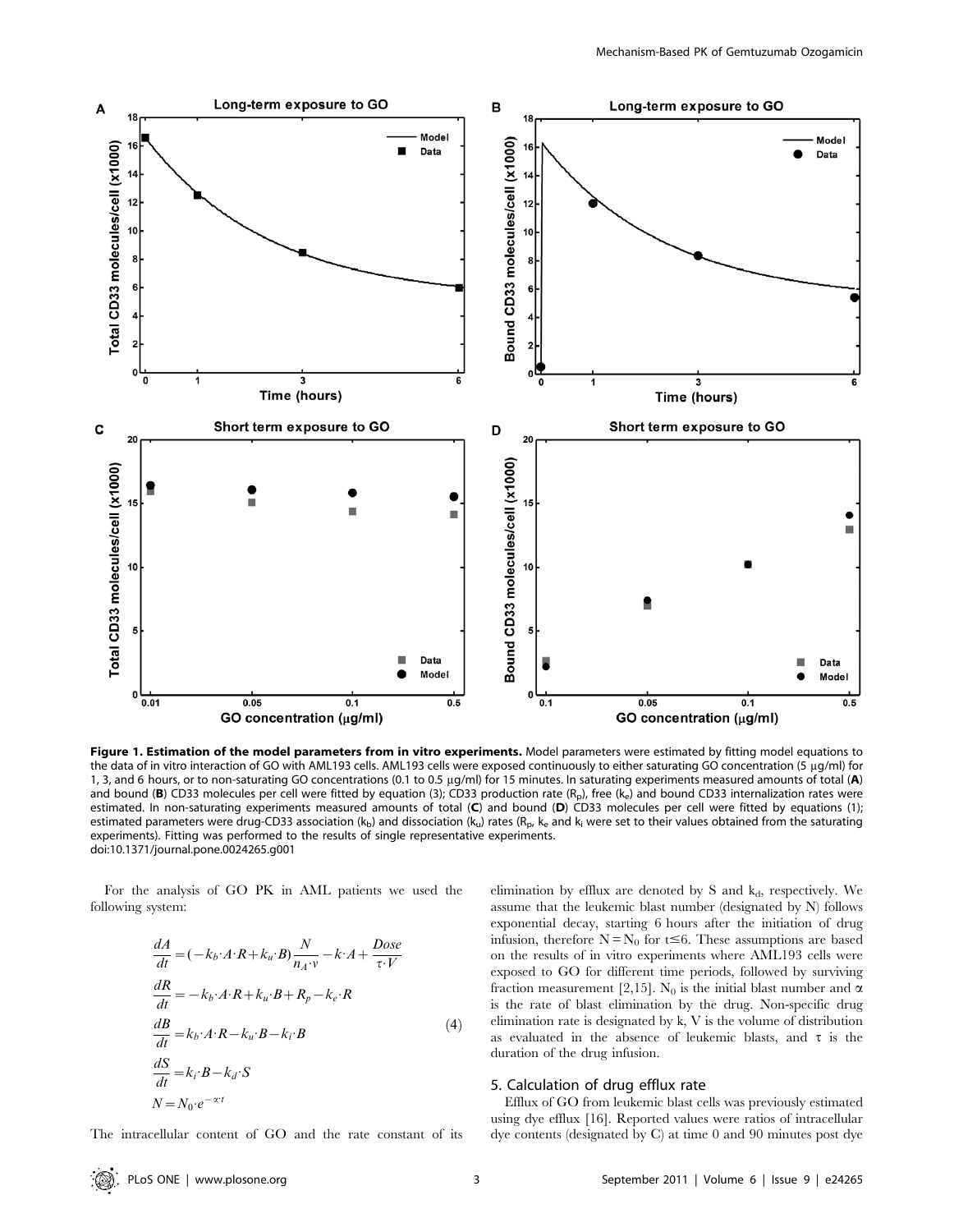**Figure 1. Estimation of the model parameters from in vitro experiments.** Model parameters were estimated by fitting model equations to the data of in vitro interaction of GO with AML193 cells. AML193 cells were exposed continuously to either saturating GO concentration (5 µg/ml) for 1, 3, and 6 hours, or to non-saturating GO concentrations (0.1 to 0.5 µg/ml) for 15 minutes. In saturating experiments measured amounts of total (**A**) and bound (**B**) CD33 molecules per cell were fitted by equation (3); CD33 production rate ($R_p$), free ($k_e$) and bound CD33 internalization rates were estimated. In non-saturating experiments measured amounts of total (**C**) and bound (**D**) CD33 molecules per cell were fitted by equations (1); estimated parameters were drug-CD33 association ($k_b$) and dissociation ($k_u$) rates ($R_p$, $k_e$ and $k_i$ were set to their values obtained from the saturating experiments). Fitting was performed to the results of single representative experiments.
doi:10.1371/journal.pone.0024265.g001

For the analysis of GO PK in AML patients we used the following system:

$$
\begin{aligned}
\frac{dA}{dt} &= (-k_b \cdot A \cdot R + k_u \cdot B)\frac{N}{n_A \cdot v} - k \cdot A + \frac{Dose}{\tau \cdot V} \\
\frac{dR}{dt} &= -k_b \cdot A \cdot R + k_u \cdot B + R_p - k_e \cdot R \\
\frac{dB}{dt} &= k_b \cdot A \cdot R - k_u \cdot B - k_i \cdot B \\
\frac{dS}{dt} &= k_i \cdot B - k_d \cdot S \\
N &= N_0 \cdot e^{-\alpha \cdot t}
\end{aligned}
\tag{4}
$$

The intracellular content of GO and the rate constant of its elimination by efflux are denoted by S and $k_d$, respectively. We assume that the leukemic blast number (designated by N) follows exponential decay, starting 6 hours after the initiation of drug infusion, therefore $N = N_0$ for $t \leq 6$. These assumptions are based on the results of in vitro experiments where AML193 cells were exposed to GO for different time periods, followed by surviving fraction measurement [2,15]. $N_0$ is the initial blast number and $\alpha$ is the rate of blast elimination by the drug. Non-specific drug elimination rate is designated by k, V is the volume of distribution as evaluated in the absence of leukemic blasts, and $\tau$ is the duration of the drug infusion.

### 5. Calculation of drug efflux rate

Efflux of GO from leukemic blast cells was previously estimated using dye efflux [16]. Reported values were ratios of intracellular dye contents (designated by C) at time 0 and 90 minutes post dye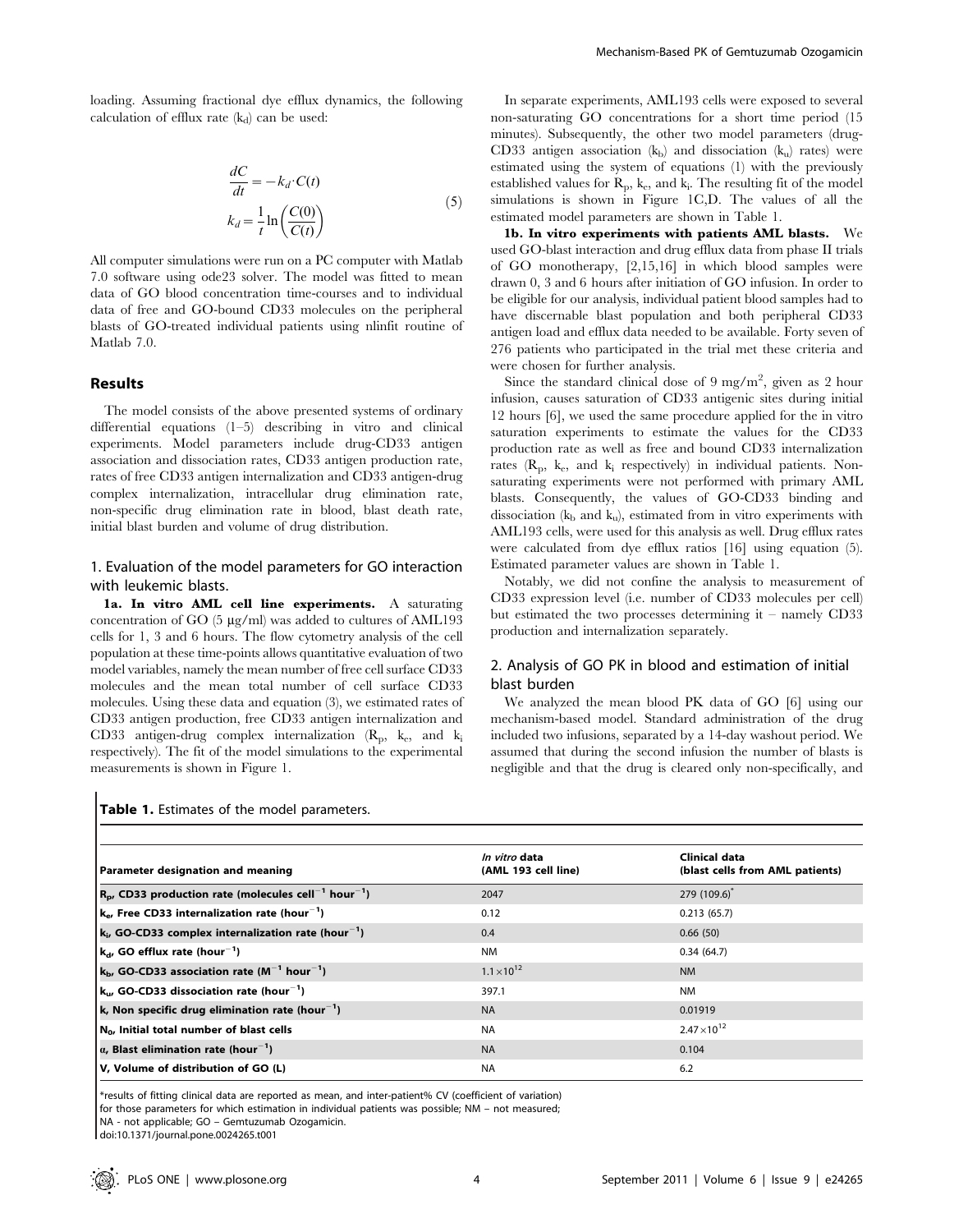loading. Assuming fractional dye efflux dynamics, the following calculation of efflux rate ($k_d$) can be used:

$$\frac{dC}{dt} = -k_d \cdot C(t)$$
$$k_d = \frac{1}{t}\ln\left(\frac{C(0)}{C(t)}\right) \tag{5}$$

All computer simulations were run on a PC computer with Matlab 7.0 software using ode23 solver. The model was fitted to mean data of GO blood concentration time-courses and to individual data of free and GO-bound CD33 molecules on the peripheral blasts of GO-treated individual patients using nlinfit routine of Matlab 7.0.

## Results

The model consists of the above presented systems of ordinary differential equations (1–5) describing in vitro and clinical experiments. Model parameters include drug-CD33 antigen association and dissociation rates, CD33 antigen production rate, rates of free CD33 antigen internalization and CD33 antigen-drug complex internalization, intracellular drug elimination rate, non-specific drug elimination rate in blood, blast death rate, initial blast burden and volume of drug distribution.

### 1. Evaluation of the model parameters for GO interaction with leukemic blasts.

**1a. In vitro AML cell line experiments.** A saturating concentration of GO (5 μg/ml) was added to cultures of AML193 cells for 1, 3 and 6 hours. The flow cytometry analysis of the cell population at these time-points allows quantitative evaluation of two model variables, namely the mean number of free cell surface CD33 molecules and the mean total number of cell surface CD33 molecules. Using these data and equation (3), we estimated rates of CD33 antigen production, free CD33 antigen internalization and CD33 antigen-drug complex internalization ($R_p$, $k_e$, and $k_i$ respectively). The fit of the model simulations to the experimental measurements is shown in Figure 1.

In separate experiments, AML193 cells were exposed to several non-saturating GO concentrations for a short time period (15 minutes). Subsequently, the other two model parameters (drug-CD33 antigen association ($k_b$) and dissociation ($k_u$) rates) were estimated using the system of equations (1) with the previously established values for $R_p$, $k_e$, and $k_i$. The resulting fit of the model simulations is shown in Figure 1C,D. The values of all the estimated model parameters are shown in Table 1.

**1b. In vitro experiments with patients AML blasts.** We used GO-blast interaction and drug efflux data from phase II trials of GO monotherapy, [2,15,16] in which blood samples were drawn 0, 3 and 6 hours after initiation of GO infusion. In order to be eligible for our analysis, individual patient blood samples had to have discernable blast population and both peripheral CD33 antigen load and efflux data needed to be available. Forty seven of 276 patients who participated in the trial met these criteria and were chosen for further analysis.

Since the standard clinical dose of 9 mg/m$^2$, given as 2 hour infusion, causes saturation of CD33 antigenic sites during initial 12 hours [6], we used the same procedure applied for the in vitro saturation experiments to estimate the values for the CD33 production rate as well as free and bound CD33 internalization rates ($R_p$, $k_e$, and $k_i$ respectively) in individual patients. Non-saturating experiments were not performed with primary AML blasts. Consequently, the values of GO-CD33 binding and dissociation ($k_b$ and $k_u$), estimated from in vitro experiments with AML193 cells, were used for this analysis as well. Drug efflux rates were calculated from dye efflux ratios [16] using equation (5). Estimated parameter values are shown in Table 1.

Notably, we did not confine the analysis to measurement of CD33 expression level (i.e. number of CD33 molecules per cell) but estimated the two processes determining it – namely CD33 production and internalization separately.

### 2. Analysis of GO PK in blood and estimation of initial blast burden

We analyzed the mean blood PK data of GO [6] using our mechanism-based model. Standard administration of the drug included two infusions, separated by a 14-day washout period. We assumed that during the second infusion the number of blasts is negligible and that the drug is cleared only non-specifically, and

**Table 1.** Estimates of the model parameters.

| Parameter designation and meaning | *In vitro* data (AML 193 cell line) | Clinical data (blast cells from AML patients) |
|---|---|---|
| $R_p$, CD33 production rate (molecules cell$^{-1}$ hour$^{-1}$) | 2047 | 279 (109.6)* |
| $k_e$, Free CD33 internalization rate (hour$^{-1}$) | 0.12 | 0.213 (65.7) |
| $k_i$, GO-CD33 complex internalization rate (hour$^{-1}$) | 0.4 | 0.66 (50) |
| $k_d$, GO efflux rate (hour$^{-1}$) | NM | 0.34 (64.7) |
| $k_b$, GO-CD33 association rate (M$^{-1}$ hour$^{-1}$) | $1.1\times10^{12}$ | NM |
| $k_u$, GO-CD33 dissociation rate (hour$^{-1}$) | 397.1 | NM |
| k, Non specific drug elimination rate (hour$^{-1}$) | NA | 0.01919 |
| $N_0$, Initial total number of blast cells | NA | $2.47\times10^{12}$ |
| α, Blast elimination rate (hour$^{-1}$) | NA | 0.104 |
| V, Volume of distribution of GO (L) | NA | 6.2 |

*results of fitting clinical data are reported as mean, and inter-patient% CV (coefficient of variation) for those parameters for which estimation in individual patients was possible; NM – not measured;
NA - not applicable; GO – Gemtuzumab Ozogamicin.
doi:10.1371/journal.pone.0024265.t001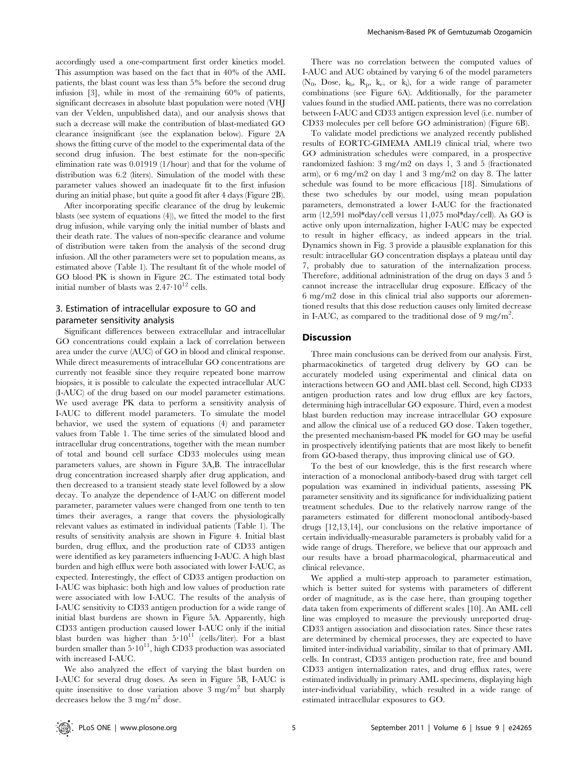accordingly used a one-compartment first order kinetics model. This assumption was based on the fact that in 40% of the AML patients, the blast count was less than 5% before the second drug infusion [3], while in most of the remaining 60% of patients, significant decreases in absolute blast population were noted (VHJ van der Velden, unpublished data), and our analysis shows that such a decrease will make the contribution of blast-mediated GO clearance insignificant (see the explanation below). Figure 2A shows the fitting curve of the model to the experimental data of the second drug infusion. The best estimate for the non-specific elimination rate was 0.01919 (1/hour) and that for the volume of distribution was 6.2 (liters). Simulation of the model with these parameter values showed an inadequate fit to the first infusion during an initial phase, but quite a good fit after 4 days (Figure 2B).

After incorporating specific clearance of the drug by leukemic blasts (see system of equations (4)), we fitted the model to the first drug infusion, while varying only the initial number of blasts and their death rate. The values of non-specific clearance and volume of distribution were taken from the analysis of the second drug infusion. All the other parameters were set to population means, as estimated above (Table 1). The resultant fit of the whole model of GO blood PK is shown in Figure 2C. The estimated total body initial number of blasts was $2.47 \cdot 10^{12}$ cells.

### 3. Estimation of intracellular exposure to GO and parameter sensitivity analysis

Significant differences between extracellular and intracellular GO concentrations could explain a lack of correlation between area under the curve (AUC) of GO in blood and clinical response. While direct measurements of intracellular GO concentrations are currently not feasible since they require repeated bone marrow biopsies, it is possible to calculate the expected intracellular AUC (I-AUC) of the drug based on our model parameter estimations. We used average PK data to perform a sensitivity analysis of I-AUC to different model parameters. To simulate the model behavior, we used the system of equations (4) and parameter values from Table 1. The time series of the simulated blood and intracellular drug concentrations, together with the mean number of total and bound cell surface CD33 molecules using mean parameters values, are shown in Figure 3A,B. The intracellular drug concentration increased sharply after drug application, and then decreased to a transient steady state level followed by a slow decay. To analyze the dependence of I-AUC on different model parameter, parameter values were changed from one tenth to ten times their averages, a range that covers the physiologically relevant values as estimated in individual patients (Table 1). The results of sensitivity analysis are shown in Figure 4. Initial blast burden, drug efflux, and the production rate of CD33 antigen were identified as key parameters influencing I-AUC. A high blast burden and high efflux were both associated with lower I-AUC, as expected. Interestingly, the effect of CD33 antigen production on I-AUC was biphasic: both high and low values of production rate were associated with low I-AUC. The results of the analysis of I-AUC sensitivity to CD33 antigen production for a wide range of initial blast burdens are shown in Figure 5A. Apparently, high CD33 antigen production caused lower I-AUC only if the initial blast burden was higher than $5 \cdot 10^{11}$ (cells/liter). For a blast burden smaller than $5 \cdot 10^{11}$, high CD33 production was associated with increased I-AUC.

We also analyzed the effect of varying the blast burden on I-AUC for several drug doses. As seen in Figure 5B, I-AUC is quite insensitive to dose variation above 3 mg/m$^2$ but sharply decreases below the 3 mg/m$^2$ dose.

There was no correlation between the computed values of I-AUC and AUC obtained by varying 6 of the model parameters ($N_0$, Dose, $k_b$, $R_p$, $k_e$, or $k_i$), for a wide range of parameter combinations (see Figure 6A). Additionally, for the parameter values found in the studied AML patients, there was no correlation between I-AUC and CD33 antigen expression level (i.e. number of CD33 molecules per cell before GO administration) (Figure 6B).

To validate model predictions we analyzed recently published results of EORTC-GIMEMA AML19 clinical trial, where two GO administration schedules were compared, in a prospective randomized fashion: 3 mg/m2 on days 1, 3 and 5 (fractionated arm), or 6 mg/m2 on day 1 and 3 mg/m2 on day 8. The latter schedule was found to be more efficacious [18]. Simulations of these two schedules by our model, using mean population parameters, demonstrated a lower I-AUC for the fractionated arm (12,591 mol*day/cell versus 11,075 mol*day/cell). As GO is active only upon internalization, higher I-AUC may be expected to result in higher efficacy, as indeed appears in the trial. Dynamics shown in Fig. 3 provide a plausible explanation for this result: intracellular GO concentration displays a plateau until day 7, probably due to saturation of the internalization process. Therefore, additional administration of the drug on days 3 and 5 cannot increase the intracellular drug exposure. Efficacy of the 6 mg/m2 dose in this clinical trial also supports our aforementioned results that this dose reduction causes only limited decrease in I-AUC, as compared to the traditional dose of 9 mg/m$^2$.

## Discussion

Three main conclusions can be derived from our analysis. First, pharmacokinetics of targeted drug delivery by GO can be accurately modeled using experimental and clinical data on interactions between GO and AML blast cell. Second, high CD33 antigen production rates and low drug efflux are key factors, determining high intracellular GO exposure. Third, even a modest blast burden reduction may increase intracellular GO exposure and allow the clinical use of a reduced GO dose. Taken together, the presented mechanism-based PK model for GO may be useful in prospectively identifying patients that are most likely to benefit from GO-based therapy, thus improving clinical use of GO.

To the best of our knowledge, this is the first research where interaction of a monoclonal antibody-based drug with target cell population was examined in individual patients, assessing PK parameter sensitivity and its significance for individualizing patient treatment schedules. Due to the relatively narrow range of the parameters estimated for different monoclonal antibody-based drugs [12,13,14], our conclusions on the relative importance of certain individually-measurable parameters is probably valid for a wide range of drugs. Therefore, we believe that our approach and our results have a broad pharmacological, pharmaceutical and clinical relevance.

We applied a multi-step approach to parameter estimation, which is better suited for systems with parameters of different order of magnitude, as is the case here, than grouping together data taken from experiments of different scales [10]. An AML cell line was employed to measure the previously unreported drug-CD33 antigen association and dissociation rates. Since these rates are determined by chemical processes, they are expected to have limited inter-individual variability, similar to that of primary AML cells. In contrast, CD33 antigen production rate, free and bound CD33 antigen internalization rates, and drug efflux rates, were estimated individually in primary AML specimens, displaying high inter-individual variability, which resulted in a wide range of estimated intracellular exposures to GO.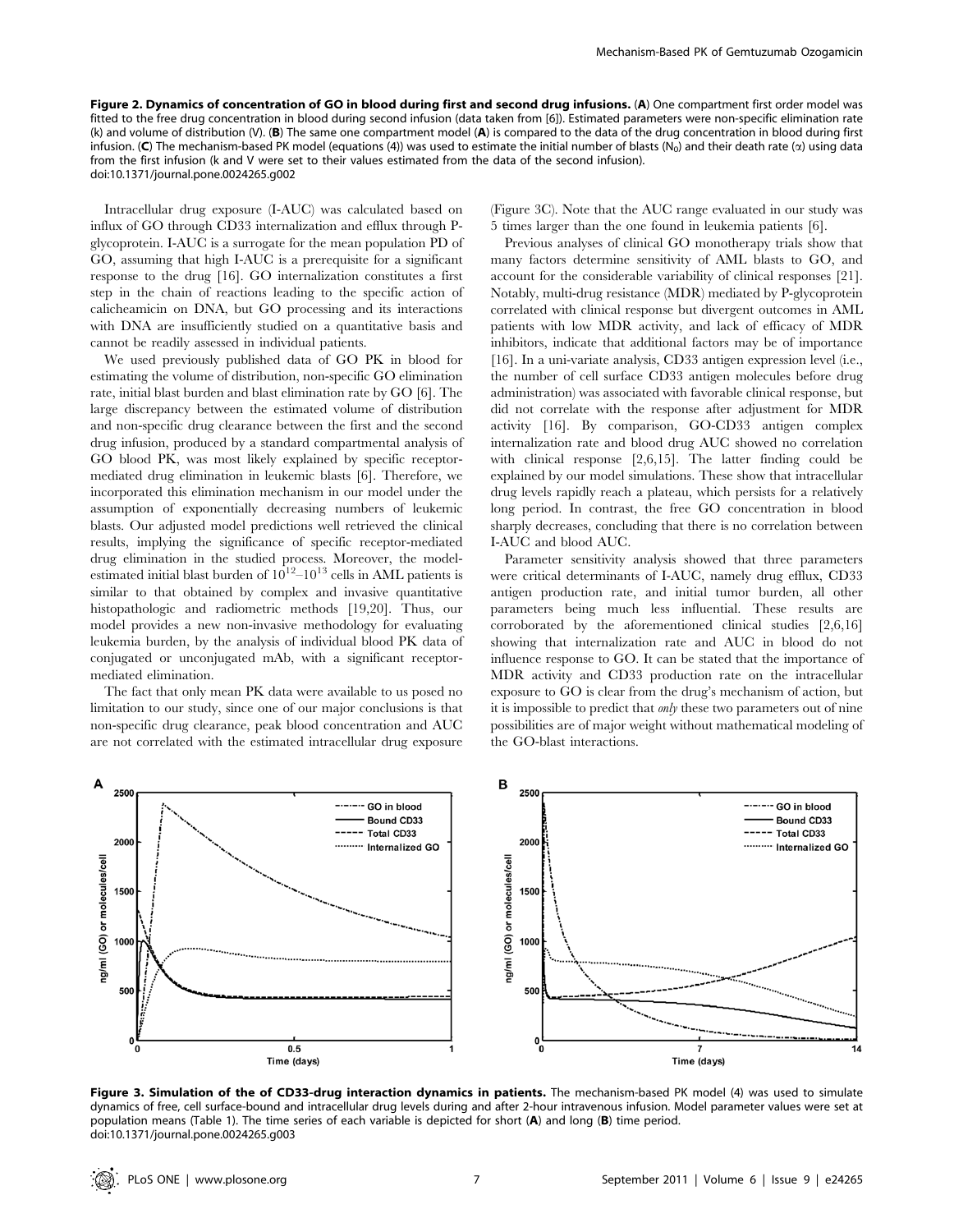**Figure 2. Dynamics of concentration of GO in blood during first and second drug infusions.** (**A**) One compartment first order model was fitted to the free drug concentration in blood during second infusion (data taken from [6]). Estimated parameters were non-specific elimination rate (k) and volume of distribution (V). (**B**) The same one compartment model (**A**) is compared to the data of the drug concentration in blood during first infusion. (**C**) The mechanism-based PK model (equations (4)) was used to estimate the initial number of blasts ($N_0$) and their death rate ($\alpha$) using data from the first infusion (k and V were set to their values estimated from the data of the second infusion).
doi:10.1371/journal.pone.0024265.g002

Intracellular drug exposure (I-AUC) was calculated based on influx of GO through CD33 internalization and efflux through P-glycoprotein. I-AUC is a surrogate for the mean population PD of GO, assuming that high I-AUC is a prerequisite for a significant response to the drug [16]. GO internalization constitutes a first step in the chain of reactions leading to the specific action of calicheamicin on DNA, but GO processing and its interactions with DNA are insufficiently studied on a quantitative basis and cannot be readily assessed in individual patients.

We used previously published data of GO PK in blood for estimating the volume of distribution, non-specific GO elimination rate, initial blast burden and blast elimination rate by GO [6]. The large discrepancy between the estimated volume of distribution and non-specific drug clearance between the first and the second drug infusion, produced by a standard compartmental analysis of GO blood PK, was most likely explained by specific receptor-mediated drug elimination in leukemic blasts [6]. Therefore, we incorporated this elimination mechanism in our model under the assumption of exponentially decreasing numbers of leukemic blasts. Our adjusted model predictions well retrieved the clinical results, implying the significance of specific receptor-mediated drug elimination in the studied process. Moreover, the model-estimated initial blast burden of $10^{12}$–$10^{13}$ cells in AML patients is similar to that obtained by complex and invasive quantitative histopathologic and radiometric methods [19,20]. Thus, our model provides a new non-invasive methodology for evaluating leukemia burden, by the analysis of individual blood PK data of conjugated or unconjugated mAb, with a significant receptor-mediated elimination.

The fact that only mean PK data were available to us posed no limitation to our study, since one of our major conclusions is that non-specific drug clearance, peak blood concentration and AUC are not correlated with the estimated intracellular drug exposure (Figure 3C). Note that the AUC range evaluated in our study was 5 times larger than the one found in leukemia patients [6].

Previous analyses of clinical GO monotherapy trials show that many factors determine sensitivity of AML blasts to GO, and account for the considerable variability of clinical responses [21]. Notably, multi-drug resistance (MDR) mediated by P-glycoprotein correlated with clinical response but divergent outcomes in AML patients with low MDR activity, and lack of efficacy of MDR inhibitors, indicate that additional factors may be of importance [16]. In a uni-variate analysis, CD33 antigen expression level (i.e., the number of cell surface CD33 antigen molecules before drug administration) was associated with favorable clinical response, but did not correlate with the response after adjustment for MDR activity [16]. By comparison, GO-CD33 antigen complex internalization rate and blood drug AUC showed no correlation with clinical response [2,6,15]. The latter finding could be explained by our model simulations. These show that intracellular drug levels rapidly reach a plateau, which persists for a relatively long period. In contrast, the free GO concentration in blood sharply decreases, concluding that there is no correlation between I-AUC and blood AUC.

Parameter sensitivity analysis showed that three parameters were critical determinants of I-AUC, namely drug efflux, CD33 antigen production rate, and initial tumor burden, all other parameters being much less influential. These results are corroborated by the aforementioned clinical studies [2,6,16] showing that internalization rate and AUC in blood do not influence response to GO. It can be stated that the importance of MDR activity and CD33 production rate on the intracellular exposure to GO is clear from the drug's mechanism of action, but it is impossible to predict that *only* these two parameters out of nine possibilities are of major weight without mathematical modeling of the GO-blast interactions.

**Figure 3. Simulation of the of CD33-drug interaction dynamics in patients.** The mechanism-based PK model (4) was used to simulate dynamics of free, cell surface-bound and intracellular drug levels during and after 2-hour intravenous infusion. Model parameter values were set at population means (Table 1). The time series of each variable is depicted for short (**A**) and long (**B**) time period.
doi:10.1371/journal.pone.0024265.g003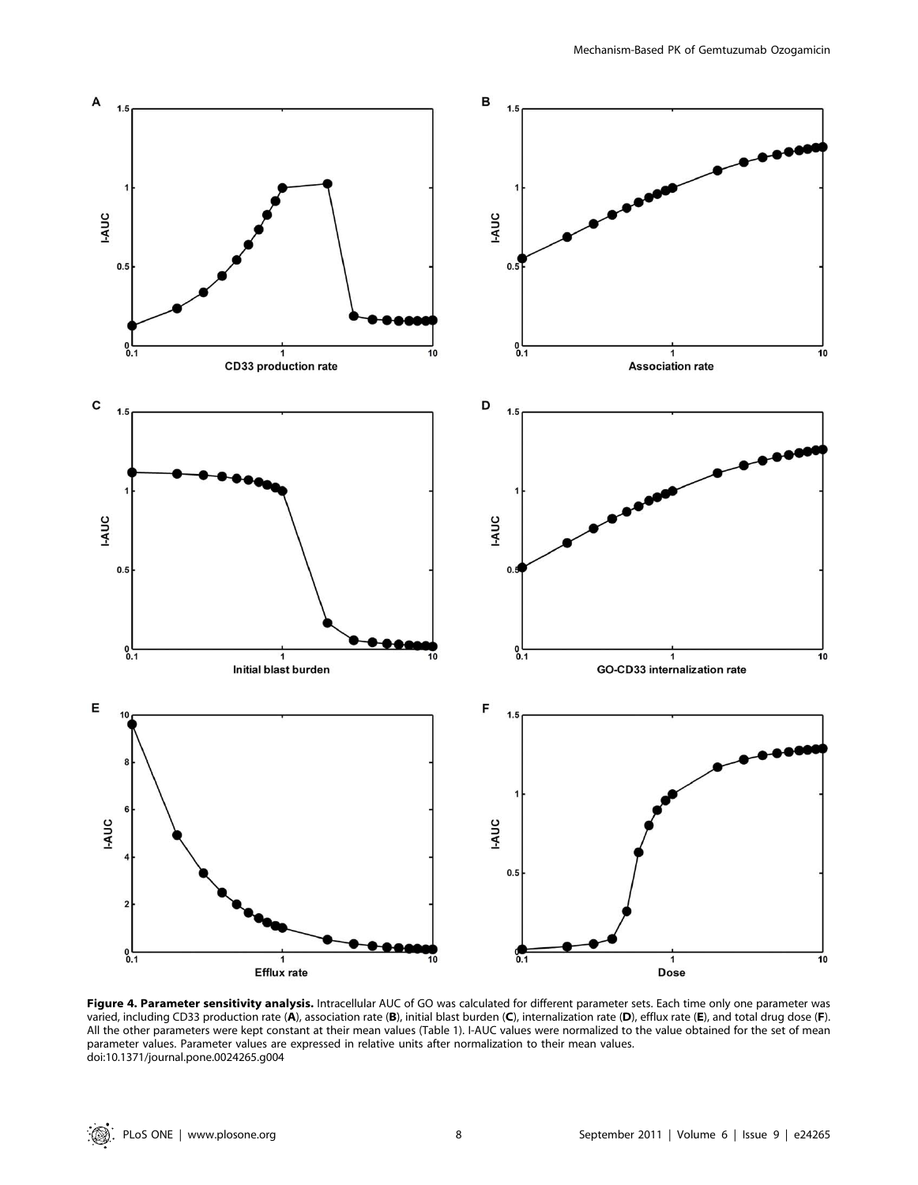**Figure 4. Parameter sensitivity analysis.** Intracellular AUC of GO was calculated for different parameter sets. Each time only one parameter was varied, including CD33 production rate (**A**), association rate (**B**), initial blast burden (**C**), internalization rate (**D**), efflux rate (**E**), and total drug dose (**F**). All the other parameters were kept constant at their mean values (Table 1). I-AUC values were normalized to the value obtained for the set of mean parameter values. Parameter values are expressed in relative units after normalization to their mean values.
doi:10.1371/journal.pone.0024265.g004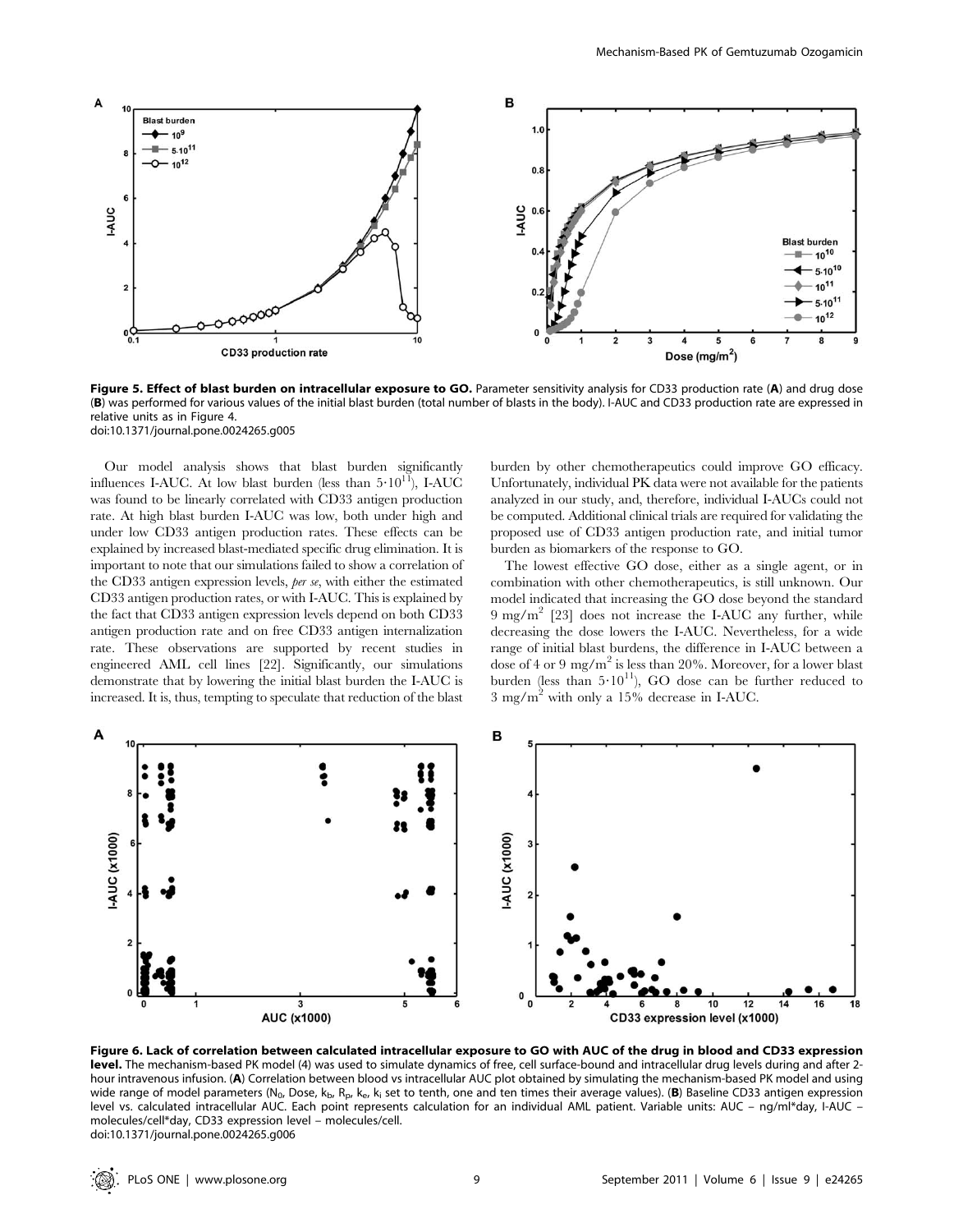**Figure 5. Effect of blast burden on intracellular exposure to GO.** Parameter sensitivity analysis for CD33 production rate (**A**) and drug dose (**B**) was performed for various values of the initial blast burden (total number of blasts in the body). I-AUC and CD33 production rate are expressed in relative units as in Figure 4.
doi:10.1371/journal.pone.0024265.g005

Our model analysis shows that blast burden significantly influences I-AUC. At low blast burden (less than $5 \cdot 10^{11}$), I-AUC was found to be linearly correlated with CD33 antigen production rate. At high blast burden I-AUC was low, both under high and under low CD33 antigen production rates. These effects can be explained by increased blast-mediated specific drug elimination. It is important to note that our simulations failed to show a correlation of the CD33 antigen expression levels, *per se*, with either the estimated CD33 antigen production rates, or with I-AUC. This is explained by the fact that CD33 antigen expression levels depend on both CD33 antigen production rate and on free CD33 antigen internalization rate. These observations are supported by recent studies in engineered AML cell lines [22]. Significantly, our simulations demonstrate that by lowering the initial blast burden the I-AUC is increased. It is, thus, tempting to speculate that reduction of the blast burden by other chemotherapeutics could improve GO efficacy. Unfortunately, individual PK data were not available for the patients analyzed in our study, and, therefore, individual I-AUCs could not be computed. Additional clinical trials are required for validating the proposed use of CD33 antigen production rate, and initial tumor burden as biomarkers of the response to GO.

The lowest effective GO dose, either as a single agent, or in combination with other chemotherapeutics, is still unknown. Our model indicated that increasing the GO dose beyond the standard 9 $mg/m^2$ [23] does not increase the I-AUC any further, while decreasing the dose lowers the I-AUC. Nevertheless, for a wide range of initial blast burdens, the difference in I-AUC between a dose of 4 or 9 $mg/m^2$ is less than 20%. Moreover, for a lower blast burden (less than $5 \cdot 10^{11}$), GO dose can be further reduced to 3 $mg/m^2$ with only a 15% decrease in I-AUC.

**Figure 6. Lack of correlation between calculated intracellular exposure to GO with AUC of the drug in blood and CD33 expression level.** The mechanism-based PK model (4) was used to simulate dynamics of free, cell surface-bound and intracellular drug levels during and after 2-hour intravenous infusion. (**A**) Correlation between blood vs intracellular AUC plot obtained by simulating the mechanism-based PK model and using wide range of model parameters ($N_0$, Dose, $k_b$, $R_p$, $k_e$, $k_i$ set to tenth, one and ten times their average values). (**B**) Baseline CD33 antigen expression level vs. calculated intracellular AUC. Each point represents calculation for an individual AML patient. Variable units: AUC – ng/ml*day, I-AUC – molecules/cell*day, CD33 expression level – molecules/cell.
doi:10.1371/journal.pone.0024265.g006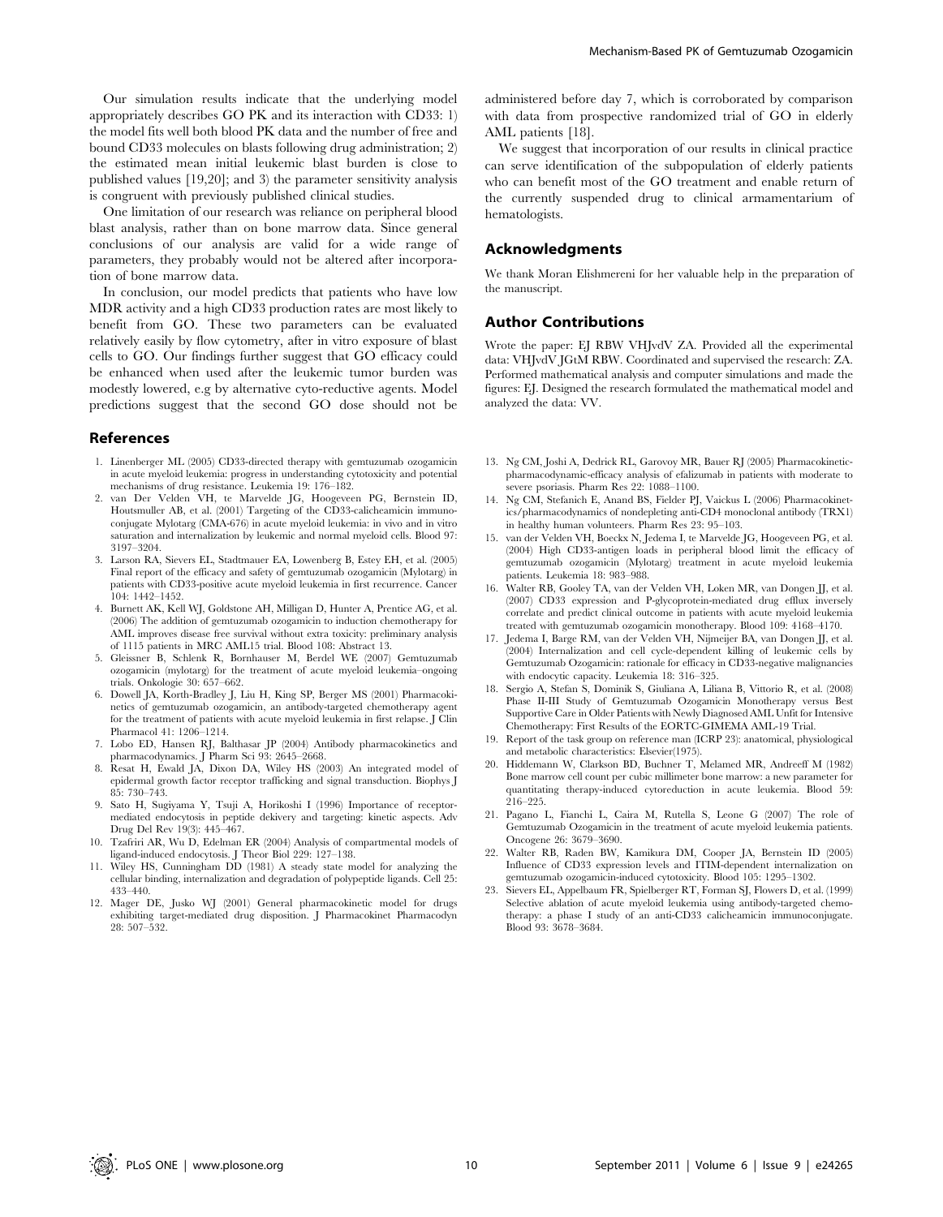Our simulation results indicate that the underlying model appropriately describes GO PK and its interaction with CD33: 1) the model fits well both blood PK data and the number of free and bound CD33 molecules on blasts following drug administration; 2) the estimated mean initial leukemic blast burden is close to published values [19,20]; and 3) the parameter sensitivity analysis is congruent with previously published clinical studies.

One limitation of our research was reliance on peripheral blood blast analysis, rather than on bone marrow data. Since general conclusions of our analysis are valid for a wide range of parameters, they probably would not be altered after incorporation of bone marrow data.

In conclusion, our model predicts that patients who have low MDR activity and a high CD33 production rates are most likely to benefit from GO. These two parameters can be evaluated relatively easily by flow cytometry, after in vitro exposure of blast cells to GO. Our findings further suggest that GO efficacy could be enhanced when used after the leukemic tumor burden was modestly lowered, e.g by alternative cyto-reductive agents. Model predictions suggest that the second GO dose should not be administered before day 7, which is corroborated by comparison with data from prospective randomized trial of GO in elderly AML patients [18].

We suggest that incorporation of our results in clinical practice can serve identification of the subpopulation of elderly patients who can benefit most of the GO treatment and enable return of the currently suspended drug to clinical armamentarium of hematologists.

## Acknowledgments

We thank Moran Elishmereni for her valuable help in the preparation of the manuscript.

## Author Contributions

Wrote the paper: EJ RBW VHJvdV ZA. Provided all the experimental data: VHJvdV JGtM RBW. Coordinated and supervised the research: ZA. Performed mathematical analysis and computer simulations and made the figures: EJ. Designed the research formulated the mathematical model and analyzed the data: VV.

## References

1. Linenberger ML (2005) CD33-directed therapy with gemtuzumab ozogamicin in acute myeloid leukemia: progress in understanding cytotoxicity and potential mechanisms of drug resistance. Leukemia 19: 176–182.
2. van Der Velden VH, te Marvelde JG, Hoogeveen PG, Bernstein ID, Houtsmuller AB, et al. (2001) Targeting of the CD33-calicheamicin immunoconjugate Mylotarg (CMA-676) in acute myeloid leukemia: in vivo and in vitro saturation and internalization by leukemic and normal myeloid cells. Blood 97: 3197–3204.
3. Larson RA, Sievers EL, Stadtmauer EA, Lowenberg B, Estey EH, et al. (2005) Final report of the efficacy and safety of gemtuzumab ozogamicin (Mylotarg) in patients with CD33-positive acute myeloid leukemia in first recurrence. Cancer 104: 1442–1452.
4. Burnett AK, Kell WJ, Goldstone AH, Milligan D, Hunter A, Prentice AG, et al. (2006) The addition of gemtuzumab ozogamicin to induction chemotherapy for AML improves disease free survival without extra toxicity: preliminary analysis of 1115 patients in MRC AML15 trial. Blood 108: Abstract 13.
5. Gleissner B, Schlenk R, Bornhauser M, Berdel WE (2007) Gemtuzumab ozogamicin (mylotarg) for the treatment of acute myeloid leukemia–ongoing trials. Onkologie 30: 657–662.
6. Dowell JA, Korth-Bradley J, Liu H, King SP, Berger MS (2001) Pharmacokinetics of gemtuzumab ozogamicin, an antibody-targeted chemotherapy agent for the treatment of patients with acute myeloid leukemia in first relapse. J Clin Pharmacol 41: 1206–1214.
7. Lobo ED, Hansen RJ, Balthasar JP (2004) Antibody pharmacokinetics and pharmacodynamics. J Pharm Sci 93: 2645–2668.
8. Resat H, Ewald JA, Dixon DA, Wiley HS (2003) An integrated model of epidermal growth factor receptor trafficking and signal transduction. Biophys J 85: 730–743.
9. Sato H, Sugiyama Y, Tsuji A, Horikoshi I (1996) Importance of receptor-mediated endocytosis in peptide dekivery and targeting: kinetic aspects. Adv Drug Del Rev 19(3): 445–467.
10. Tzafriri AR, Wu D, Edelman ER (2004) Analysis of compartmental models of ligand-induced endocytosis. J Theor Biol 229: 127–138.
11. Wiley HS, Cunningham DD (1981) A steady state model for analyzing the cellular binding, internalization and degradation of polypeptide ligands. Cell 25: 433–440.
12. Mager DE, Jusko WJ (2001) General pharmacokinetic model for drugs exhibiting target-mediated drug disposition. J Pharmacokinet Pharmacodyn 28: 507–532.
13. Ng CM, Joshi A, Dedrick RL, Garovoy MR, Bauer RJ (2005) Pharmacokinetic-pharmacodynamic-efficacy analysis of efalizumab in patients with moderate to severe psoriasis. Pharm Res 22: 1088–1100.
14. Ng CM, Stefanich E, Anand BS, Fielder PJ, Vaickus L (2006) Pharmacokinetics/pharmacodynamics of nondepleting anti-CD4 monoclonal antibody (TRX1) in healthy human volunteers. Pharm Res 23: 95–103.
15. van der Velden VH, Boeckx N, Jedema I, te Marvelde JG, Hoogeveen PG, et al. (2004) High CD33-antigen loads in peripheral blood limit the efficacy of gemtuzumab ozogamicin (Mylotarg) treatment in acute myeloid leukemia patients. Leukemia 18: 983–988.
16. Walter RB, Gooley TA, van der Velden VH, Loken MR, van Dongen JJ, et al. (2007) CD33 expression and P-glycoprotein-mediated drug efflux inversely correlate and predict clinical outcome in patients with acute myeloid leukemia treated with gemtuzumab ozogamicin monotherapy. Blood 109: 4168–4170.
17. Jedema I, Barge RM, van der Velden VH, Nijmeijer BA, van Dongen JJ, et al. (2004) Internalization and cell cycle-dependent killing of leukemic cells by Gemtuzumab Ozogamicin: rationale for efficacy in CD33-negative malignancies with endocytic capacity. Leukemia 18: 316–325.
18. Sergio A, Stefan S, Dominik S, Giuliana A, Liliana B, Vittorio R, et al. (2008) Phase II-III Study of Gemtuzumab Ozogamicin Monotherapy versus Best Supportive Care in Older Patients with Newly Diagnosed AML Unfit for Intensive Chemotherapy: First Results of the EORTC-GIMEMA AML-19 Trial.
19. Report of the task group on reference man (ICRP 23): anatomical, physiological and metabolic characteristics: Elsevier(1975).
20. Hiddemann W, Clarkson BD, Buchner T, Melamed MR, Andreeff M (1982) Bone marrow cell count per cubic millimeter bone marrow: a new parameter for quantitating therapy-induced cytoreduction in acute leukemia. Blood 59: 216–225.
21. Pagano L, Fianchi L, Caira M, Rutella S, Leone G (2007) The role of Gemtuzumab Ozogamicin in the treatment of acute myeloid leukemia patients. Oncogene 26: 3679–3690.
22. Walter RB, Raden BW, Kamikura DM, Cooper JA, Bernstein ID (2005) Influence of CD33 expression levels and ITIM-dependent internalization on gemtuzumab ozogamicin-induced cytotoxicity. Blood 105: 1295–1302.
23. Sievers EL, Appelbaum FR, Spielberger RT, Forman SJ, Flowers D, et al. (1999) Selective ablation of acute myeloid leukemia using antibody-targeted chemotherapy: a phase I study of an anti-CD33 calicheamicin immunoconjugate. Blood 93: 3678–3684.